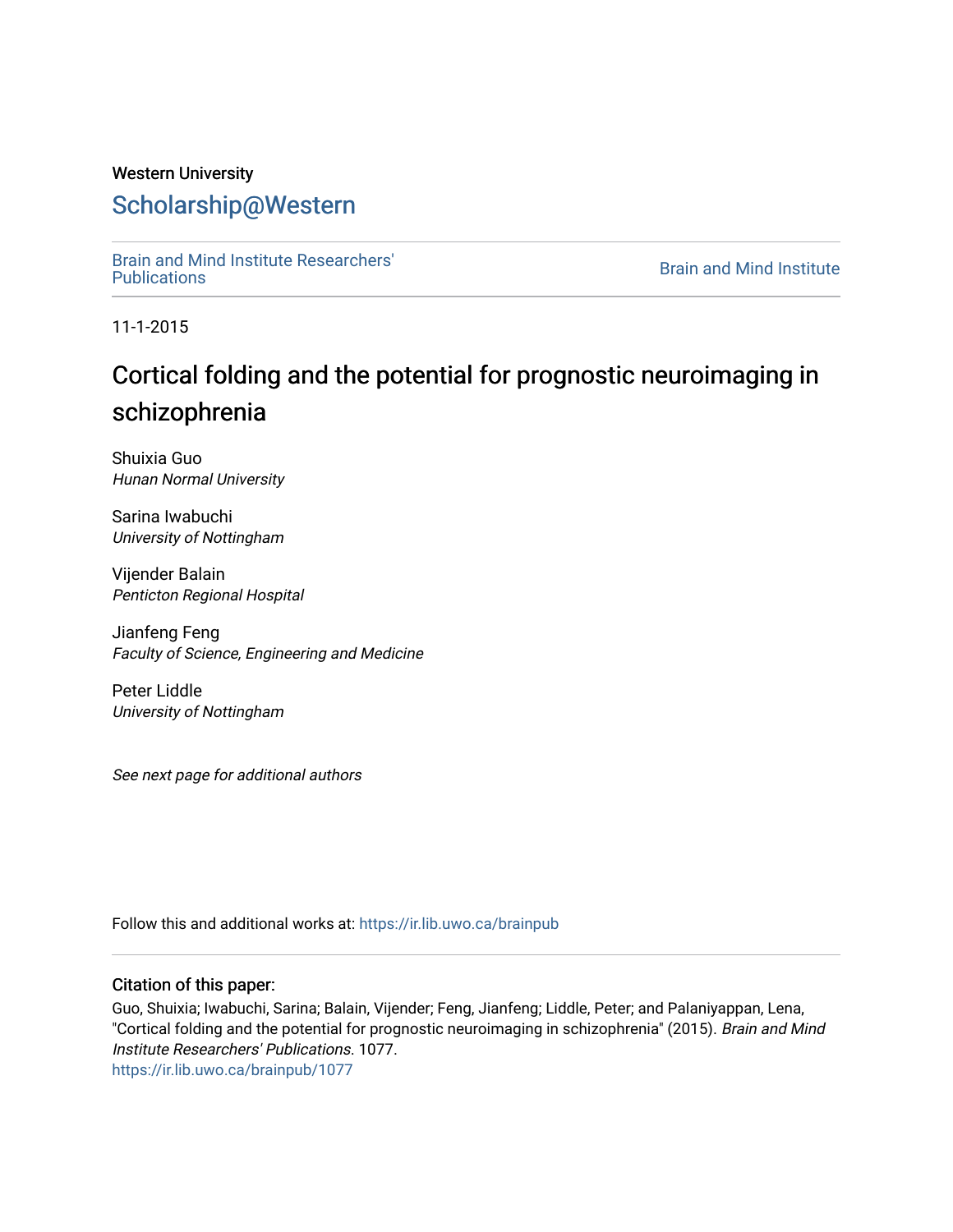Western University

# Scholarship@Western

Brain and Mind Institute Researchers' Publications

Brain and Mind Institute

11-1-2015

# Cortical folding and the potential for prognostic neuroimaging in schizophrenia

Shuixia Guo
*Hunan Normal University*

Sarina Iwabuchi
*University of Nottingham*

Vijender Balain
*Penticton Regional Hospital*

Jianfeng Feng
*Faculty of Science, Engineering and Medicine*

Peter Liddle
*University of Nottingham*

*See next page for additional authors*

Follow this and additional works at: https://ir.lib.uwo.ca/brainpub

## Citation of this paper:

Guo, Shuixia; Iwabuchi, Sarina; Balain, Vijender; Feng, Jianfeng; Liddle, Peter; and Palaniyappan, Lena, "Cortical folding and the potential for prognostic neuroimaging in schizophrenia" (2015). *Brain and Mind Institute Researchers' Publications*. 1077.
https://ir.lib.uwo.ca/brainpub/1077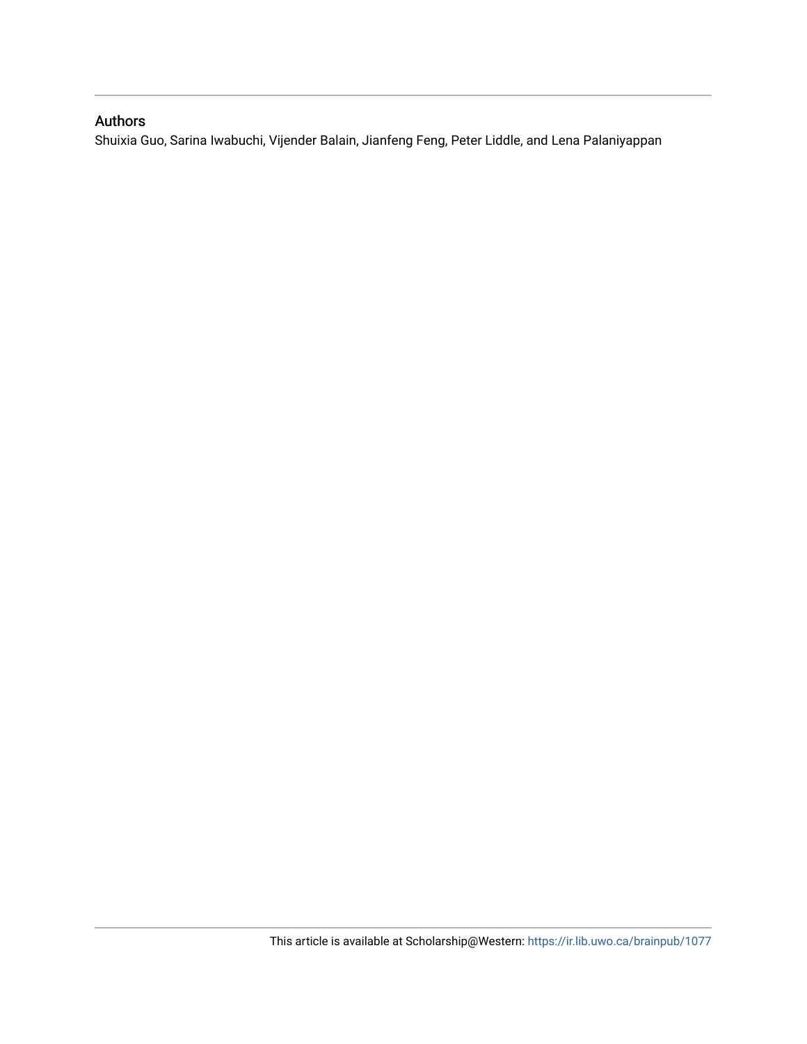## Authors

Shuixia Guo, Sarina Iwabuchi, Vijender Balain, Jianfeng Feng, Peter Liddle, and Lena Palaniyappan

This article is available at Scholarship@Western: https://ir.lib.uwo.ca/brainpub/1077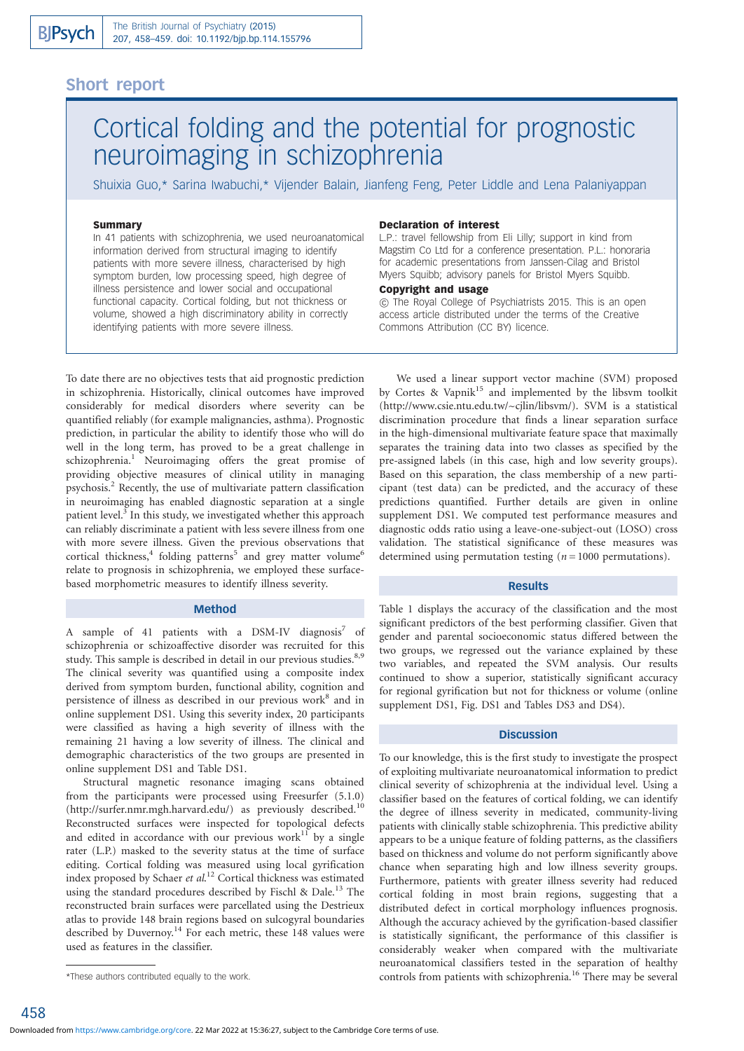## Short report

# Cortical folding and the potential for prognostic neuroimaging in schizophrenia

Shuixia Guo,* Sarina Iwabuchi,* Vijender Balain, Jianfeng Feng, Peter Liddle and Lena Palaniyappan

### Summary

In 41 patients with schizophrenia, we used neuroanatomical information derived from structural imaging to identify patients with more severe illness, characterised by high symptom burden, low processing speed, high degree of illness persistence and lower social and occupational functional capacity. Cortical folding, but not thickness or volume, showed a high discriminatory ability in correctly identifying patients with more severe illness.

### Declaration of interest

L.P.: travel fellowship from Eli Lilly; support in kind from Magstim Co Ltd for a conference presentation. P.L.: honoraria for academic presentations from Janssen-Cilag and Bristol Myers Squibb; advisory panels for Bristol Myers Squibb.

### Copyright and usage

© The Royal College of Psychiatrists 2015. This is an open access article distributed under the terms of the Creative Commons Attribution (CC BY) licence.

To date there are no objectives tests that aid prognostic prediction in schizophrenia. Historically, clinical outcomes have improved considerably for medical disorders where severity can be quantified reliably (for example malignancies, asthma). Prognostic prediction, in particular the ability to identify those who will do well in the long term, has proved to be a great challenge in schizophrenia.[1] Neuroimaging offers the great promise of providing objective measures of clinical utility in managing psychosis.[2] Recently, the use of multivariate pattern classification in neuroimaging has enabled diagnostic separation at a single patient level.[3] In this study, we investigated whether this approach can reliably discriminate a patient with less severe illness from one with more severe illness. Given the previous observations that cortical thickness,[4] folding patterns[5] and grey matter volume[6] relate to prognosis in schizophrenia, we employed these surface-based morphometric measures to identify illness severity.

## Method

A sample of 41 patients with a DSM-IV diagnosis[7] of schizophrenia or schizoaffective disorder was recruited for this study. This sample is described in detail in our previous studies.[8,9] The clinical severity was quantified using a composite index derived from symptom burden, functional ability, cognition and persistence of illness as described in our previous work[8] and in online supplement DS1. Using this severity index, 20 participants were classified as having a high severity of illness with the remaining 21 having a low severity of illness. The clinical and demographic characteristics of the two groups are presented in online supplement DS1 and Table DS1.

Structural magnetic resonance imaging scans obtained from the participants were processed using Freesurfer (5.1.0) (http://surfer.nmr.mgh.harvard.edu/) as previously described.[10] Reconstructed surfaces were inspected for topological defects and edited in accordance with our previous work[11] by a single rater (L.P.) masked to the severity status at the time of surface editing. Cortical folding was measured using local gyrification index proposed by Schaer *et al*.[12] Cortical thickness was estimated using the standard procedures described by Fischl & Dale.[13] The reconstructed brain surfaces were parcellated using the Destrieux atlas to provide 148 brain regions based on sulcogyral boundaries described by Duvernoy.[14] For each metric, these 148 values were used as features in the classifier.

We used a linear support vector machine (SVM) proposed by Cortes & Vapnik[15] and implemented by the libsvm toolkit (http://www.csie.ntu.edu.tw/~cjlin/libsvm/). SVM is a statistical discrimination procedure that finds a linear separation surface in the high-dimensional multivariate feature space that maximally separates the training data into two classes as specified by the pre-assigned labels (in this case, high and low severity groups). Based on this separation, the class membership of a new participant (test data) can be predicted, and the accuracy of these predictions quantified. Further details are given in online supplement DS1. We computed test performance measures and diagnostic odds ratio using a leave-one-subject-out (LOSO) cross validation. The statistical significance of these measures was determined using permutation testing ($n = 1000$ permutations).

## Results

Table 1 displays the accuracy of the classification and the most significant predictors of the best performing classifier. Given that gender and parental socioeconomic status differed between the two groups, we regressed out the variance explained by these two variables, and repeated the SVM analysis. Our results continued to show a superior, statistically significant accuracy for regional gyrification but not for thickness or volume (online supplement DS1, Fig. DS1 and Tables DS3 and DS4).

## Discussion

To our knowledge, this is the first study to investigate the prospect of exploiting multivariate neuroanatomical information to predict clinical severity of schizophrenia at the individual level. Using a classifier based on the features of cortical folding, we can identify the degree of illness severity in medicated, community-living patients with clinically stable schizophrenia. This predictive ability appears to be a unique feature of folding patterns, as the classifiers based on thickness and volume do not perform significantly above chance when separating high and low illness severity groups. Furthermore, patients with greater illness severity had reduced cortical folding in most brain regions, suggesting that a distributed defect in cortical morphology influences prognosis. Although the accuracy achieved by the gyrification-based classifier is statistically significant, the performance of this classifier is considerably weaker when compared with the multivariate neuroanatomical classifiers tested in the separation of healthy controls from patients with schizophrenia.[16] There may be several

*These authors contributed equally to the work.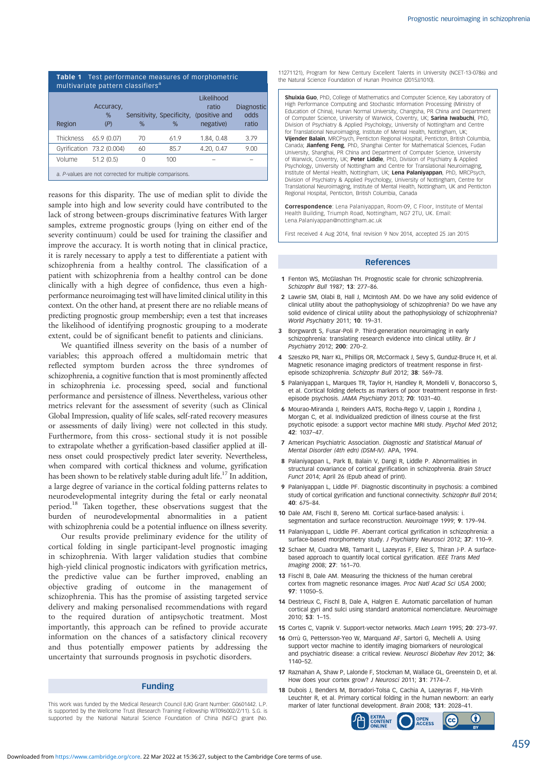**Table 1** Test performance measures of morphometric multivariate pattern classifiers[a]

| Region | Accuracy, % (*P*) | Sensitivity, % | Specificity, % | Likelihood ratio (positive and negative) | Diagnostic odds ratio |
|---|---|---|---|---|---|
| Thickness | 65.9 (0.07) | 70 | 61.9 | 1.84, 0.48 | 3.79 |
| Gyrification | 73.2 (0.004) | 60 | 85.7 | 4.20, 0.47 | 9.00 |
| Volume | 51.2 (0.5) | 0 | 100 | – | – |

a. *P*-values are not corrected for multiple comparisons.

reasons for this disparity. The use of median split to divide the sample into high and low severity could have contributed to the lack of strong between-groups discriminative features With larger samples, extreme prognostic groups (lying on either end of the severity continuum) could be used for training the classifier and improve the accuracy. It is worth noting that in clinical practice, it is rarely necessary to apply a test to differentiate a patient with schizophrenia from a healthy control. The classification of a patient with schizophrenia from a healthy control can be done clinically with a high degree of confidence, thus even a high-performance neuroimaging test will have limited clinical utility in this context. On the other hand, at present there are no reliable means of predicting prognostic group membership; even a test that increases the likelihood of identifying prognostic grouping to a moderate extent, could be of significant benefit to patients and clinicians.

We quantified illness severity on the basis of a number of variables; this approach offered a multidomain metric that reflected symptom burden across the three syndromes of schizophrenia, a cognitive function that is most prominently affected in schizophrenia i.e. processing speed, social and functional performance and persistence of illness. Nevertheless, various other metrics relevant for the assessment of severity (such as Clinical Global Impression, quality of life scales, self-rated recovery measures or assessments of daily living) were not collected in this study. Furthermore, from this cross- sectional study it is not possible to extrapolate whether a gyrification-based classifier applied at illness onset could prospectively predict later severity. Nevertheless, when compared with cortical thickness and volume, gyrification has been shown to be relatively stable during adult life.[17] In addition, a large degree of variance in the cortical folding patterns relates to neurodevelopmental integrity during the fetal or early neonatal period.[18] Taken together, these observations suggest that the burden of neurodevelopmental abnormalities in a patient with schizophrenia could be a potential influence on illness severity.

Our results provide preliminary evidence for the utility of cortical folding in single participant-level prognostic imaging in schizophrenia. With larger validation studies that combine high-yield clinical prognostic indicators with gyrification metrics, the predictive value can be further improved, enabling an objective grading of outcome in the management of schizophrenia. This has the promise of assisting targeted service delivery and making personalised recommendations with regard to the required duration of antipsychotic treatment. Most importantly, this approach can be refined to provide accurate information on the chances of a satisfactory clinical recovery and thus potentially empower patients by addressing the uncertainty that surrounds prognosis in psychotic disorders.

## Funding

This work was funded by the Medical Research Council (UK) Grant Number: G0601442. L.P. is supported by the Wellcome Trust (Research Training Fellowship WT096002/Z/11). S.G. is supported by the National Natural Science Foundation of China (NSFC) grant (No. 11271121), Program for New Century Excellent Talents in University (NCET-13-0786) and the Natural Science Foundation of Hunan Province (2015JJ1010).

**Shuixia Guo**, PhD, College of Mathematics and Computer Science, Key Laboratory of High Performance Computing and Stochastic Information Processing (Ministry of Education of China), Hunan Normal University, Changsha, PR China and Department of Computer Science, University of Warwick, Coventry, UK; **Sarina Iwabuchi**, PhD, Division of Psychiatry & Applied Psychology, University of Nottingham and Centre for Translational Neuroimaging, Institute of Mental Health, Nottingham, UK; **Vijender Balain**, MRCPsych, Penticton Regional Hospital, Penticton, British Columbia, Canada; **Jianfeng Feng**, PhD, Shanghai Center for Mathematical Sciences, Fudan University, Shanghai, PR China and Department of Computer Science, University of Warwick, Coventry, UK; **Peter Liddle**, PhD, Division of Psychiatry & Applied Psychology, University of Nottingham and Centre for Translational Neuroimaging, Institute of Mental Health, Nottingham, UK; **Lena Palaniyappan**, PhD, MRCPsych, Division of Psychiatry & Applied Psychology, University of Nottingham, Centre for Translational Neuroimaging, Institute of Mental Health, Nottingham, UK and Penticton Regional Hospital, Penticton, British Columbia, Canada

**Correspondence**: Lena Palaniyappan, Room-09, C Floor, Institute of Mental Health Building, Triumph Road, Nottingham, NG7 2TU, UK. Email: Lena.Palaniyappan@nottingham.ac.uk

First received 4 Aug 2014, final revision 9 Nov 2014, accepted 25 Jan 2015

## References

1. Fenton WS, McGlashan TH. Prognostic scale for chronic schizophrenia. *Schizophr Bull* 1987; **13**: 277–86.
2. Lawrie SM, Olabi B, Hall J, McIntosh AM. Do we have any solid evidence of clinical utility about the pathophysiology of schizophrenia? Do we have any solid evidence of clinical utility about the pathophysiology of schizophrenia? *World Psychiatry* 2011; **10**: 19–31.
3. Borgwardt S, Fusar-Poli P. Third-generation neuroimaging in early schizophrenia: translating research evidence into clinical utility. *Br J Psychiatry* 2012; **200**: 270–2.
4. Szeszko PR, Narr KL, Phillips OR, McCormack J, Sevy S, Gunduz-Bruce H, et al. Magnetic resonance imaging predictors of treatment response in first-episode schizophrenia. *Schizophr Bull* 2012; **38**: 569–78.
5. Palaniyappan L, Marques TR, Taylor H, Handley R, Mondelli V, Bonaccorso S, et al. Cortical folding defects as markers of poor treatment response in first-episode psychosis. *JAMA Psychiatry* 2013; **70**: 1031–40.
6. Mourao-Miranda J, Reinders AATS, Rocha-Rego V, Lappin J, Rondina J, Morgan C, et al. Individualized prediction of illness course at the first psychotic episode: a support vector machine MRI study. *Psychol Med* 2012; **42**: 1037–47.
7. American Psychiatric Association. *Diagnostic and Statistical Manual of Mental Disorder (4th edn) (DSM-IV)*. APA, 1994.
8. Palaniyappan L, Park B, Balain V, Dangi R, Liddle P. Abnormalities in structural covariance of cortical gyrification in schizophrenia. *Brain Struct Funct* 2014; April 26 (Epub ahead of print).
9. Palaniyappan L, Liddle PF. Diagnostic discontinuity in psychosis: a combined study of cortical gyrification and functional connectivity. *Schizophr Bull* 2014; **40**: 675–84.
10. Dale AM, Fischl B, Sereno MI. Cortical surface-based analysis: i. segmentation and surface reconstruction. *Neuroimage* 1999; **9**: 179–94.
11. Palaniyappan L, Liddle PF. Aberrant cortical gyrification in schizophrenia: a surface-based morphometry study. *J Psychiatry Neurosci* 2012; **37**: 110–9.
12. Schaer M, Cuadra MB, Tamarit L, Lazeyras F, Eliez S, Thiran J-P. A surface-based approach to quantify local cortical gyrification. *IEEE Trans Med Imaging* 2008; **27**: 161–70.
13. Fischl B, Dale AM. Measuring the thickness of the human cerebral cortex from magnetic resonance images. *Proc Natl Acad Sci USA* 2000; **97**: 11050–5.
14. Destrieux C, Fischl B, Dale A, Halgren E. Automatic parcellation of human cortical gyri and sulci using standard anatomical nomenclature. *Neuroimage* 2010; **53**: 1–15.
15. Cortes C, Vapnik V. Support-vector networks. *Mach Learn* 1995; **20**: 273–97.
16. Orrù G, Pettersson-Yeo W, Marquand AF, Sartori G, Mechelli A. Using support vector machine to identify imaging biomarkers of neurological and psychiatric disease: a critical review. *Neurosci Biobehav Rev* 2012; **36**: 1140–52.
17. Raznahan A, Shaw P, Lalonde F, Stockman M, Wallace GL, Greenstein D, et al. How does your cortex grow? *J Neurosci* 2011; **31**: 7174–7.
18. Dubois J, Benders M, Borradori-Tolsa C, Cachia A, Lazeyras F, Ha-Vinh Leuchter R, et al. Primary cortical folding in the human newborn: an early marker of later functional development. *Brain* 2008; **131**: 2028–41.